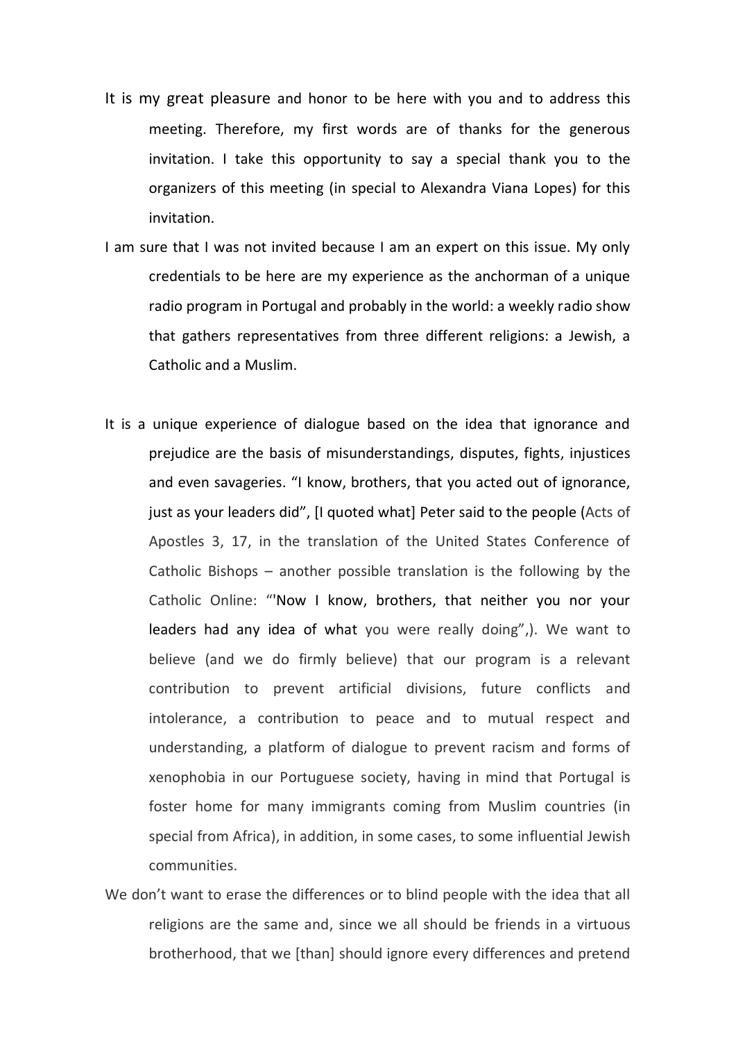It is my great pleasure and honor to be here with you and to address this meeting. Therefore, my first words are of thanks for the generous invitation. I take this opportunity to say a special thank you to the organizers of this meeting (in special to Alexandra Viana Lopes) for this invitation.

I am sure that I was not invited because I am an expert on this issue. My only credentials to be here are my experience as the anchorman of a unique radio program in Portugal and probably in the world: a weekly radio show that gathers representatives from three different religions: a Jewish, a Catholic and a Muslim.

It is a unique experience of dialogue based on the idea that ignorance and prejudice are the basis of misunderstandings, disputes, fights, injustices and even savageries. "I know, brothers, that you acted out of ignorance, just as your leaders did", [I quoted what] Peter said to the people (Acts of Apostles 3, 17, in the translation of the United States Conference of Catholic Bishops – another possible translation is the following by the Catholic Online: "'Now I know, brothers, that neither you nor your leaders had any idea of what you were really doing",). We want to believe (and we do firmly believe) that our program is a relevant contribution to prevent artificial divisions, future conflicts and intolerance, a contribution to peace and to mutual respect and understanding, a platform of dialogue to prevent racism and forms of xenophobia in our Portuguese society, having in mind that Portugal is foster home for many immigrants coming from Muslim countries (in special from Africa), in addition, in some cases, to some influential Jewish communities.

We don't want to erase the differences or to blind people with the idea that all religions are the same and, since we all should be friends in a virtuous brotherhood, that we [than] should ignore every differences and pretend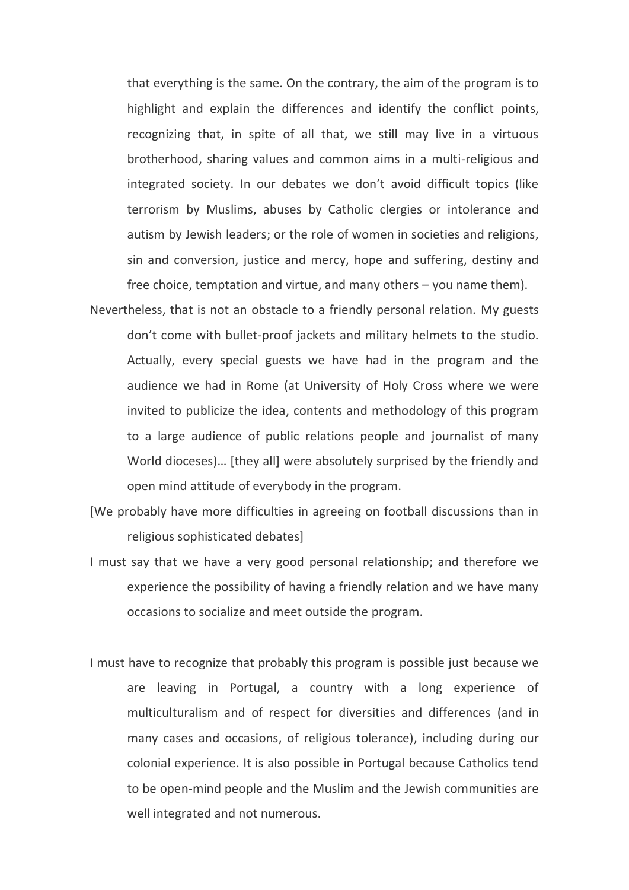that everything is the same. On the contrary, the aim of the program is to highlight and explain the differences and identify the conflict points, recognizing that, in spite of all that, we still may live in a virtuous brotherhood, sharing values and common aims in a multi-religious and integrated society. In our debates we don't avoid difficult topics (like terrorism by Muslims, abuses by Catholic clergies or intolerance and autism by Jewish leaders; or the role of women in societies and religions, sin and conversion, justice and mercy, hope and suffering, destiny and free choice, temptation and virtue, and many others – you name them).

Nevertheless, that is not an obstacle to a friendly personal relation. My guests don't come with bullet-proof jackets and military helmets to the studio. Actually, every special guests we have had in the program and the audience we had in Rome (at University of Holy Cross where we were invited to publicize the idea, contents and methodology of this program to a large audience of public relations people and journalist of many World dioceses)… [they all] were absolutely surprised by the friendly and open mind attitude of everybody in the program.

[We probably have more difficulties in agreeing on football discussions than in religious sophisticated debates]

I must say that we have a very good personal relationship; and therefore we experience the possibility of having a friendly relation and we have many occasions to socialize and meet outside the program.

I must have to recognize that probably this program is possible just because we are leaving in Portugal, a country with a long experience of multiculturalism and of respect for diversities and differences (and in many cases and occasions, of religious tolerance), including during our colonial experience. It is also possible in Portugal because Catholics tend to be open-mind people and the Muslim and the Jewish communities are well integrated and not numerous.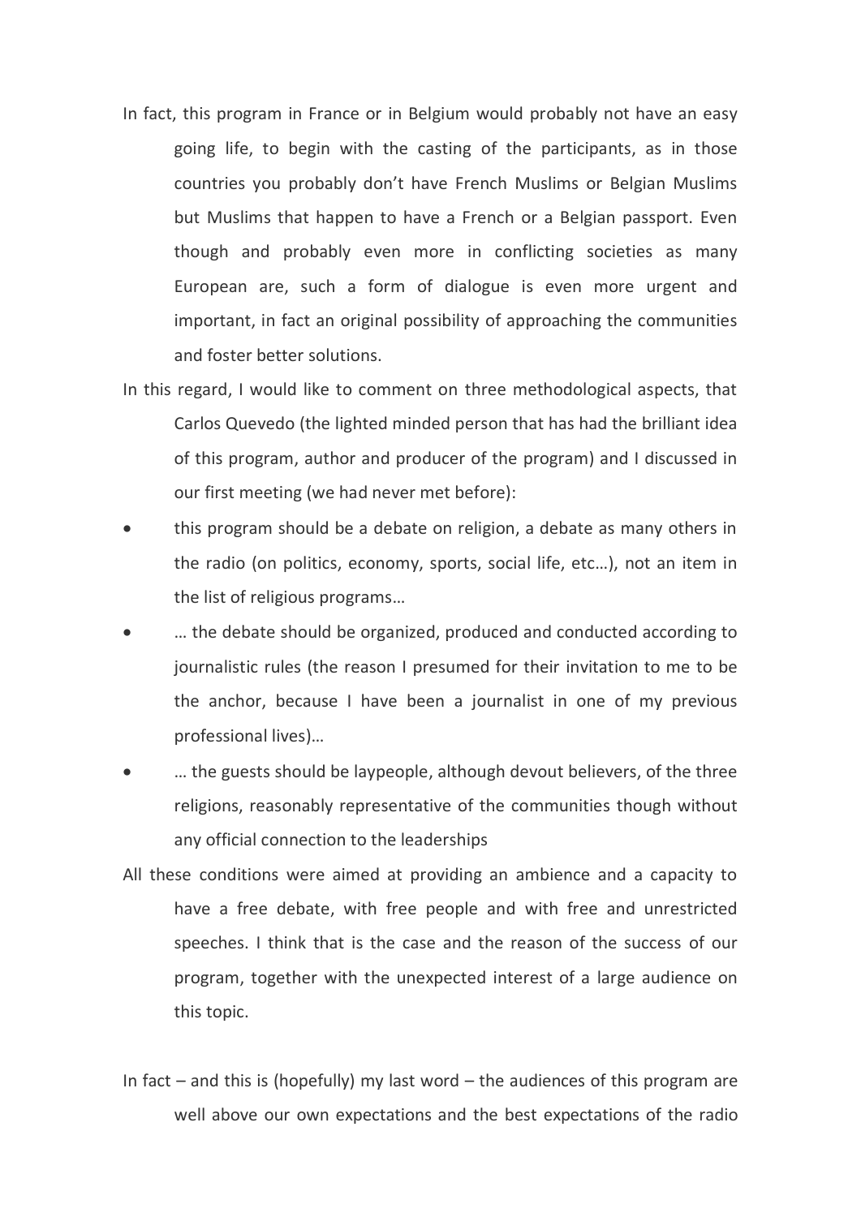In fact, this program in France or in Belgium would probably not have an easy going life, to begin with the casting of the participants, as in those countries you probably don't have French Muslims or Belgian Muslims but Muslims that happen to have a French or a Belgian passport. Even though and probably even more in conflicting societies as many European are, such a form of dialogue is even more urgent and important, in fact an original possibility of approaching the communities and foster better solutions.

In this regard, I would like to comment on three methodological aspects, that Carlos Quevedo (the lighted minded person that has had the brilliant idea of this program, author and producer of the program) and I discussed in our first meeting (we had never met before):

- this program should be a debate on religion, a debate as many others in the radio (on politics, economy, sports, social life, etc…), not an item in the list of religious programs…
- … the debate should be organized, produced and conducted according to journalistic rules (the reason I presumed for their invitation to me to be the anchor, because I have been a journalist in one of my previous professional lives)…
- … the guests should be laypeople, although devout believers, of the three religions, reasonably representative of the communities though without any official connection to the leaderships

All these conditions were aimed at providing an ambience and a capacity to have a free debate, with free people and with free and unrestricted speeches. I think that is the case and the reason of the success of our program, together with the unexpected interest of a large audience on this topic.

In fact – and this is (hopefully) my last word – the audiences of this program are well above our own expectations and the best expectations of the radio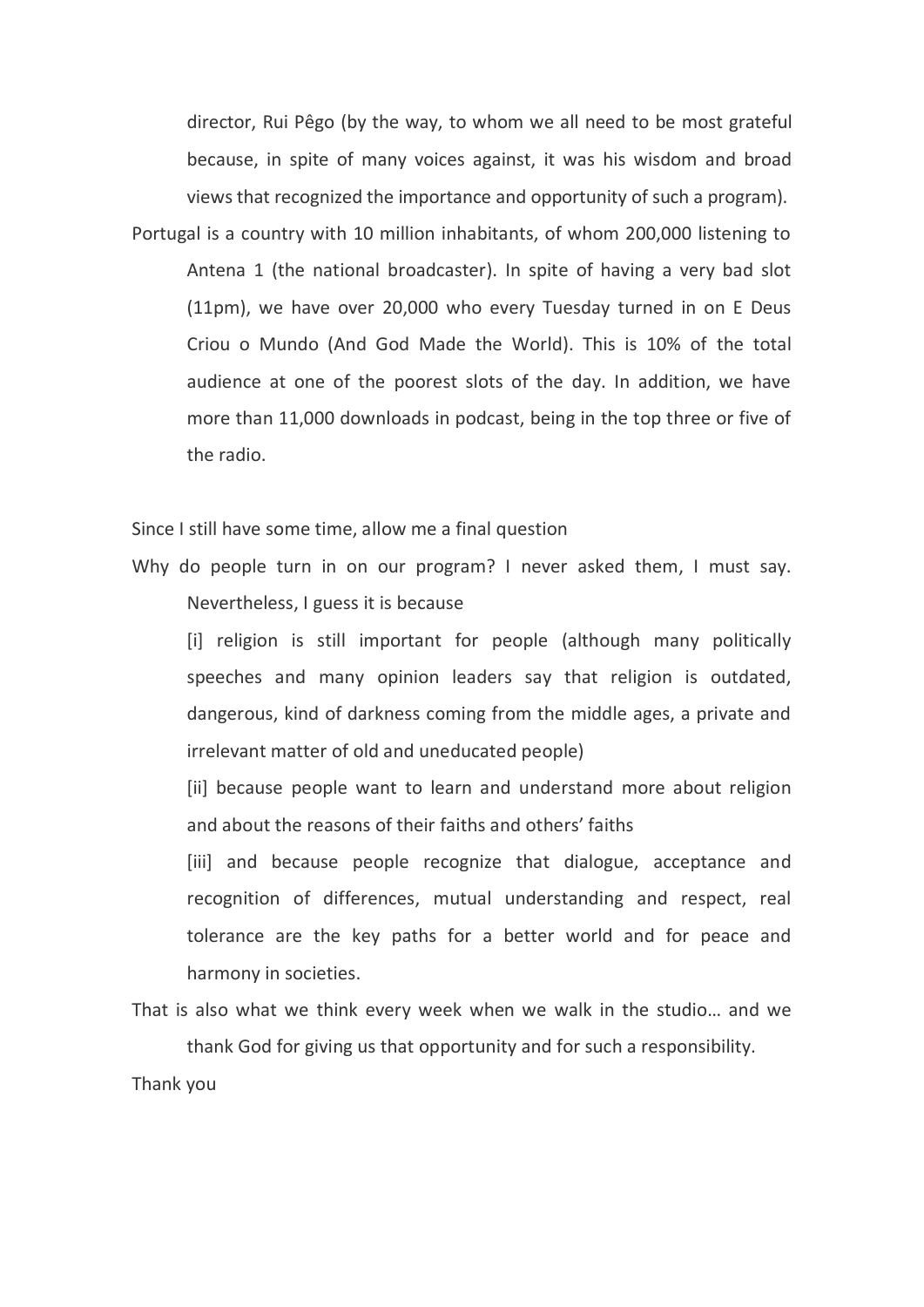director, Rui Pêgo (by the way, to whom we all need to be most grateful because, in spite of many voices against, it was his wisdom and broad views that recognized the importance and opportunity of such a program).

Portugal is a country with 10 million inhabitants, of whom 200,000 listening to Antena 1 (the national broadcaster). In spite of having a very bad slot (11pm), we have over 20,000 who every Tuesday turned in on E Deus Criou o Mundo (And God Made the World). This is 10% of the total audience at one of the poorest slots of the day. In addition, we have more than 11,000 downloads in podcast, being in the top three or five of the radio.

Since I still have some time, allow me a final question

Why do people turn in on our program? I never asked them, I must say. Nevertheless, I guess it is because

[i] religion is still important for people (although many politically speeches and many opinion leaders say that religion is outdated, dangerous, kind of darkness coming from the middle ages, a private and irrelevant matter of old and uneducated people)

[ii] because people want to learn and understand more about religion and about the reasons of their faiths and others' faiths

[iii] and because people recognize that dialogue, acceptance and recognition of differences, mutual understanding and respect, real tolerance are the key paths for a better world and for peace and harmony in societies.

That is also what we think every week when we walk in the studio… and we thank God for giving us that opportunity and for such a responsibility.

Thank you